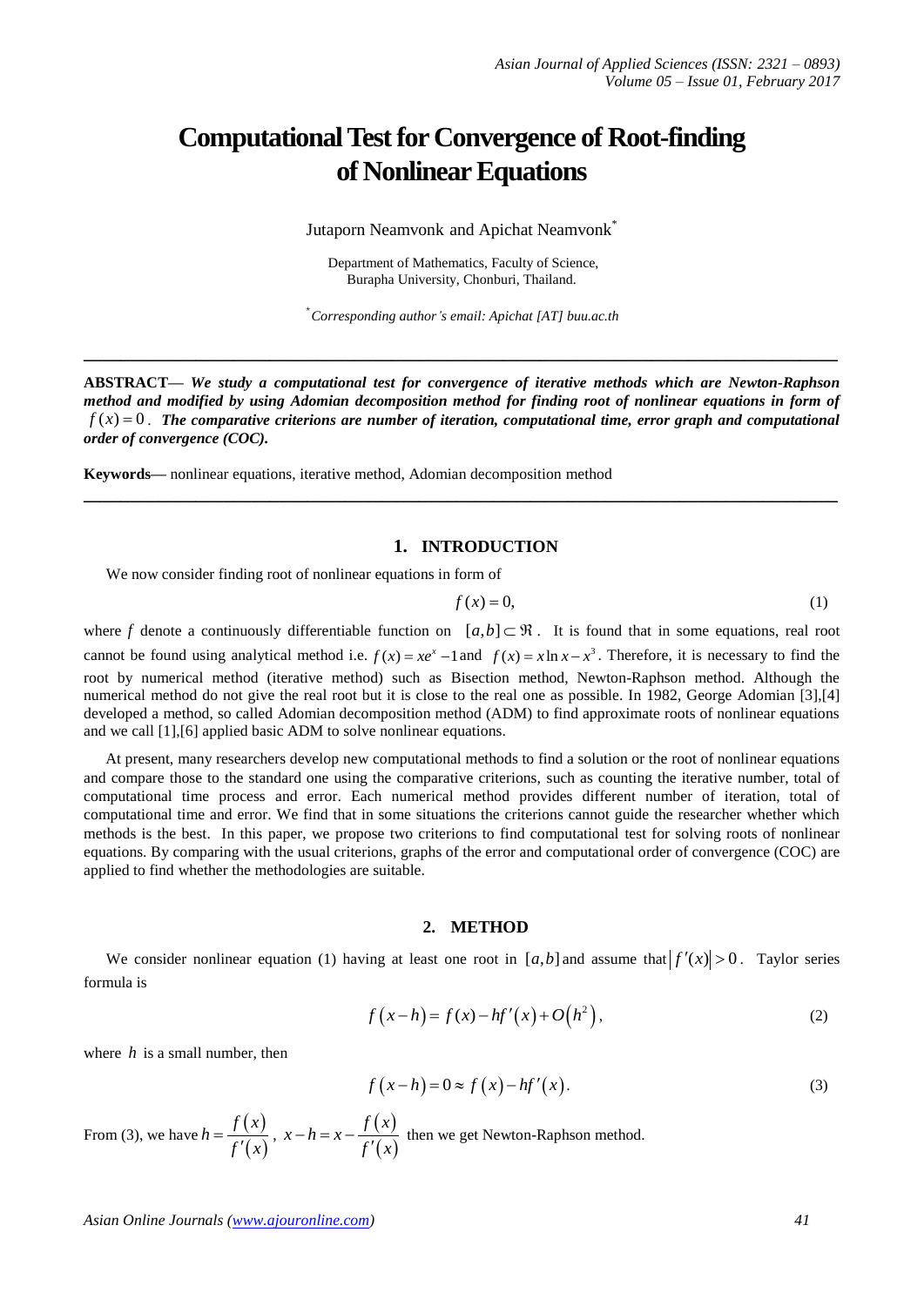# Computational Test for Convergence of Root-finding of Nonlinear Equations

Jutaporn Neamvonk and Apichat Neamvonk*

Department of Mathematics, Faculty of Science,
Burapha University, Chonburi, Thailand.

*Corresponding author's email: Apichat [AT] buu.ac.th

---

**ABSTRACT—** ***We study a computational test for convergence of iterative methods which are Newton-Raphson method and modified by using Adomian decomposition method for finding root of nonlinear equations in form of*** $f(x)=0$. ***The comparative criterions are number of iteration, computational time, error graph and computational order of convergence (COC).***

**Keywords—** nonlinear equations, iterative method, Adomian decomposition method

---

## 1. INTRODUCTION

We now consider finding root of nonlinear equations in form of

$$f(x)=0, \tag{1}$$

where $f$ denote a continuously differentiable function on $[a,b]\subset\Re$. It is found that in some equations, real root cannot be found using analytical method i.e. $f(x)=xe^{x}-1$ and $f(x)=x\ln x-x^{3}$. Therefore, it is necessary to find the root by numerical method (iterative method) such as Bisection method, Newton-Raphson method. Although the numerical method do not give the real root but it is close to the real one as possible. In 1982, George Adomian [3],[4] developed a method, so called Adomian decomposition method (ADM) to find approximate roots of nonlinear equations and we call [1],[6] applied basic ADM to solve nonlinear equations.

At present, many researchers develop new computational methods to find a solution or the root of nonlinear equations and compare those to the standard one using the comparative criterions, such as counting the iterative number, total of computational time process and error. Each numerical method provides different number of iteration, total of computational time and error. We find that in some situations the criterions cannot guide the researcher whether which methods is the best. In this paper, we propose two criterions to find computational test for solving roots of nonlinear equations. By comparing with the usual criterions, graphs of the error and computational order of convergence (COC) are applied to find whether the methodologies are suitable.

## 2. METHOD

We consider nonlinear equation (1) having at least one root in $[a,b]$ and assume that $\left|f'(x)\right|>0$. Taylor series formula is

$$f(x-h)=f(x)-hf'(x)+O\left(h^{2}\right), \tag{2}$$

where $h$ is a small number, then

$$f(x-h)=0\approx f(x)-hf'(x). \tag{3}$$

From (3), we have $h=\dfrac{f(x)}{f'(x)}$, $x-h=x-\dfrac{f(x)}{f'(x)}$ then we get Newton-Raphson method.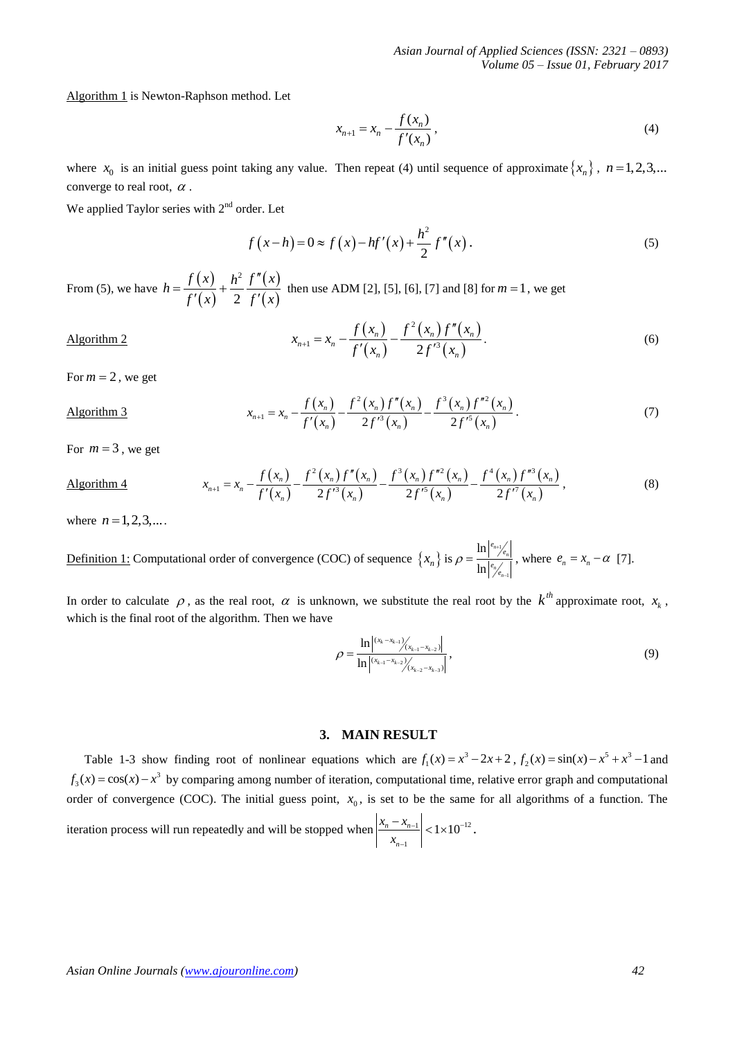Algorithm 1 is Newton-Raphson method. Let

$$x_{n+1} = x_n - \frac{f(x_n)}{f'(x_n)}, \tag{4}$$

where $x_0$ is an initial guess point taking any value. Then repeat (4) until sequence of approximate $\{x_n\}$, $n = 1, 2, 3, ...$ converge to real root, $\alpha$.

We applied Taylor series with 2nd order. Let

$$f(x-h) = 0 \approx f(x) - hf'(x) + \frac{h^2}{2} f''(x). \tag{5}$$

From (5), we have $h = \dfrac{f(x)}{f'(x)} + \dfrac{h^2}{2}\dfrac{f''(x)}{f'(x)}$ then use ADM [2], [5], [6], [7] and [8] for $m = 1$, we get

Algorithm 2

$$x_{n+1} = x_n - \frac{f(x_n)}{f'(x_n)} - \frac{f^2(x_n) f''(x_n)}{2f'^3(x_n)}. \tag{6}$$

For $m = 2$, we get

Algorithm 3

$$x_{n+1} = x_n - \frac{f(x_n)}{f'(x_n)} - \frac{f^2(x_n) f''(x_n)}{2f'^3(x_n)} - \frac{f^3(x_n) f''^2(x_n)}{2f'^5(x_n)}. \tag{7}$$

For $m = 3$, we get

Algorithm 4

$$x_{n+1} = x_n - \frac{f(x_n)}{f'(x_n)} - \frac{f^2(x_n) f''(x_n)}{2f'^3(x_n)} - \frac{f^3(x_n) f''^2(x_n)}{2f'^5(x_n)} - \frac{f^4(x_n) f''^3(x_n)}{2f'^7(x_n)}, \tag{8}$$

where $n = 1, 2, 3, ...$.

Definition 1: Computational order of convergence (COC) of sequence $\{x_n\}$ is $\rho = \dfrac{\ln\left| e_{n+1}/e_n \right|}{\ln\left| e_n/e_{n-1} \right|}$, where $e_n = x_n - \alpha$ [7].

In order to calculate $\rho$, as the real root, $\alpha$ is unknown, we substitute the real root by the $k^{th}$ approximate root, $x_k$, which is the final root of the algorithm. Then we have

$$\rho = \frac{\ln\left| (x_k - x_{k-1}) / (x_{k-1} - x_{k-2}) \right|}{\ln\left| (x_{k-1} - x_{k-2}) / (x_{k-2} - x_{k-3}) \right|}, \tag{9}$$

## 3. MAIN RESULT

Table 1-3 show finding root of nonlinear equations which are $f_1(x) = x^3 - 2x + 2$, $f_2(x) = \sin(x) - x^5 + x^3 - 1$ and $f_3(x) = \cos(x) - x^3$ by comparing among number of iteration, computational time, relative error graph and computational order of convergence (COC). The initial guess point, $x_0$, is set to be the same for all algorithms of a function. The iteration process will run repeatedly and will be stopped when $\left| \dfrac{x_n - x_{n-1}}{x_{n-1}} \right| < 1 \times 10^{-12}$.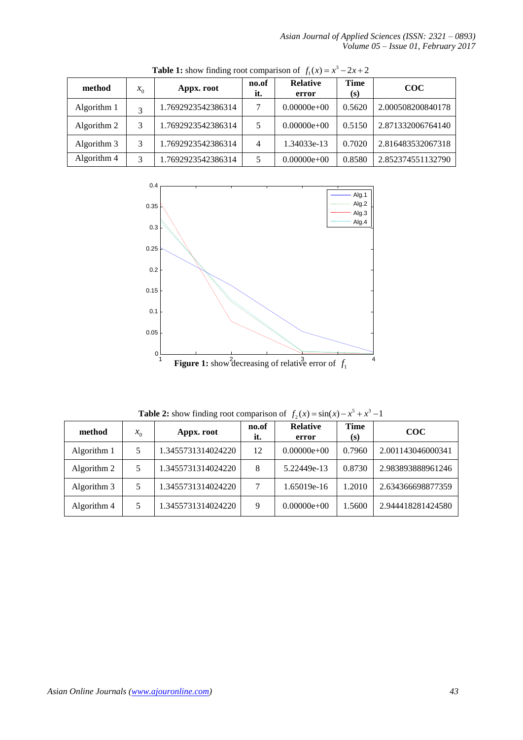**Table 1:** show finding root comparison of $f_1(x) = x^3 - 2x + 2$

| method | $x_0$ | Appx. root | no.of it. | Relative error | Time (s) | COC |
|---|---|---|---|---|---|---|
| Algorithm 1 | 3 | 1.7692923542386314 | 7 | 0.00000e+00 | 0.5620 | 2.000508200840178 |
| Algorithm 2 | 3 | 1.7692923542386314 | 5 | 0.00000e+00 | 0.5150 | 2.871332006764140 |
| Algorithm 3 | 3 | 1.7692923542386314 | 4 | 1.34033e-13 | 0.7020 | 2.816483532067318 |
| Algorithm 4 | 3 | 1.7692923542386314 | 5 | 0.00000e+00 | 0.8580 | 2.852374551132790 |

**Figure 1:** show decreasing of relative error of $f_1$

**Table 2:** show finding root comparison of $f_2(x) = \sin(x) - x^5 + x^3 - 1$

| method | $x_0$ | Appx. root | no.of it. | Relative error | Time (s) | COC |
|---|---|---|---|---|---|---|
| Algorithm 1 | 5 | 1.3455731314024220 | 12 | 0.00000e+00 | 0.7960 | 2.001143046000341 |
| Algorithm 2 | 5 | 1.3455731314024220 | 8 | 5.22449e-13 | 0.8730 | 2.983893888961246 |
| Algorithm 3 | 5 | 1.3455731314024220 | 7 | 1.65019e-16 | 1.2010 | 2.634366698877359 |
| Algorithm 4 | 5 | 1.3455731314024220 | 9 | 0.00000e+00 | 1.5600 | 2.944418281424580 |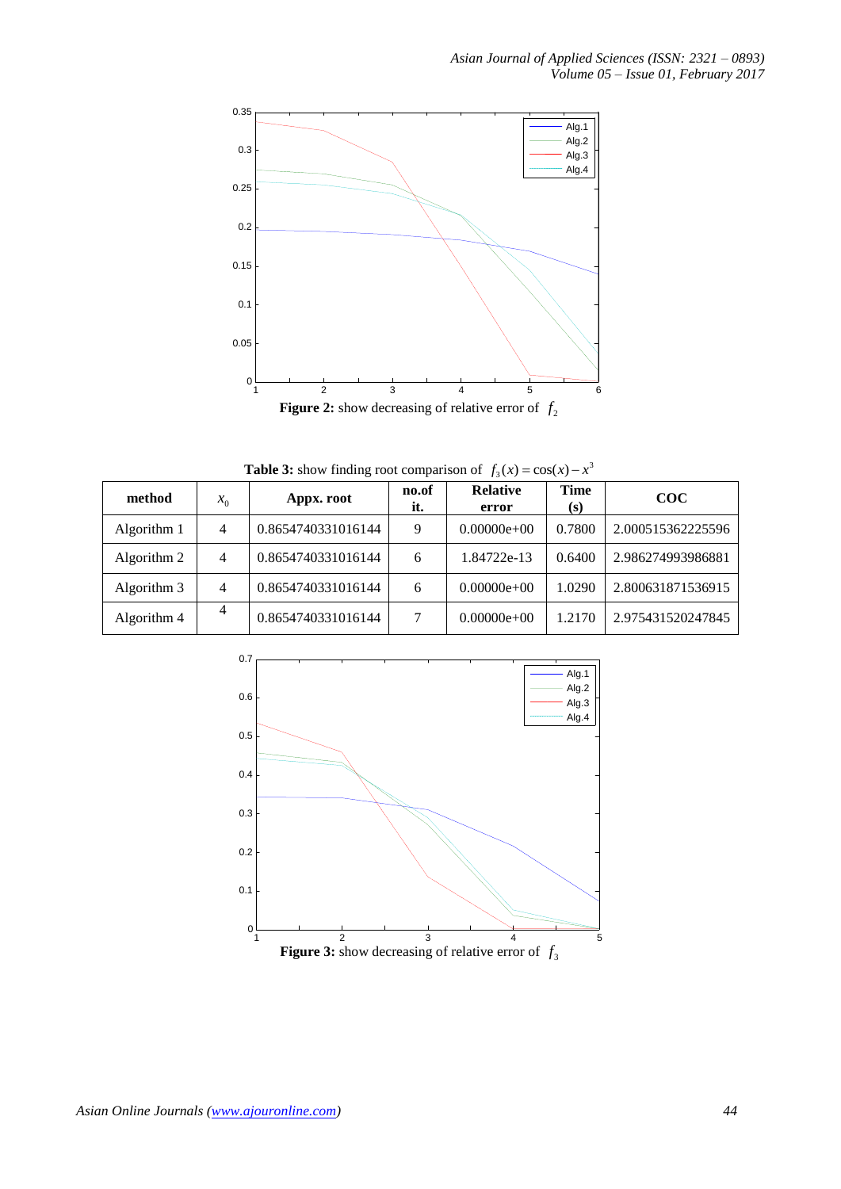**Figure 2:** show decreasing of relative error of $f_2$

**Table 3:** show finding root comparison of $f_3(x) = \cos(x) - x^3$

| method | $x_0$ | Appx. root | no.of it. | Relative error | Time (s) | COC |
|---|---|---|---|---|---|---|
| Algorithm 1 | 4 | 0.8654740331016144 | 9 | 0.00000e+00 | 0.7800 | 2.000515362225596 |
| Algorithm 2 | 4 | 0.8654740331016144 | 6 | 1.84722e-13 | 0.6400 | 2.986274993986881 |
| Algorithm 3 | 4 | 0.8654740331016144 | 6 | 0.00000e+00 | 1.0290 | 2.800631871536915 |
| Algorithm 4 | 4 | 0.8654740331016144 | 7 | 0.00000e+00 | 1.2170 | 2.975431520247845 |

**Figure 3:** show decreasing of relative error of $f_3$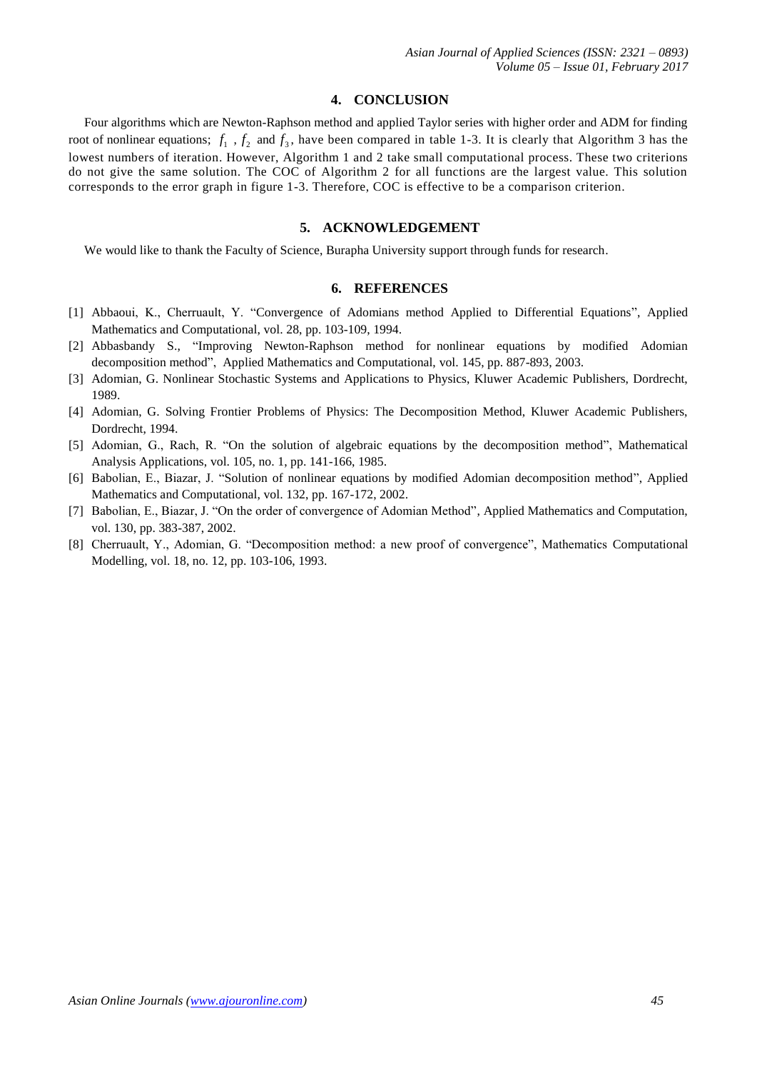## 4. CONCLUSION

Four algorithms which are Newton-Raphson method and applied Taylor series with higher order and ADM for finding root of nonlinear equations; $f_1$ , $f_2$ and $f_3$, have been compared in table 1-3. It is clearly that Algorithm 3 has the lowest numbers of iteration. However, Algorithm 1 and 2 take small computational process. These two criterions do not give the same solution. The COC of Algorithm 2 for all functions are the largest value. This solution corresponds to the error graph in figure 1-3. Therefore, COC is effective to be a comparison criterion.

## 5. ACKNOWLEDGEMENT

We would like to thank the Faculty of Science, Burapha University support through funds for research.

## 6. REFERENCES

[1] Abbaoui, K., Cherruault, Y. "Convergence of Adomians method Applied to Differential Equations", Applied Mathematics and Computational, vol. 28, pp. 103-109, 1994.

[2] Abbasbandy S., "Improving Newton-Raphson method for nonlinear equations by modified Adomian decomposition method", Applied Mathematics and Computational, vol. 145, pp. 887-893, 2003.

[3] Adomian, G. Nonlinear Stochastic Systems and Applications to Physics, Kluwer Academic Publishers, Dordrecht, 1989.

[4] Adomian, G. Solving Frontier Problems of Physics: The Decomposition Method, Kluwer Academic Publishers, Dordrecht, 1994.

[5] Adomian, G., Rach, R. "On the solution of algebraic equations by the decomposition method", Mathematical Analysis Applications, vol. 105, no. 1, pp. 141-166, 1985.

[6] Babolian, E., Biazar, J. "Solution of nonlinear equations by modified Adomian decomposition method", Applied Mathematics and Computational, vol. 132, pp. 167-172, 2002.

[7] Babolian, E., Biazar, J. "On the order of convergence of Adomian Method", Applied Mathematics and Computation, vol. 130, pp. 383-387, 2002.

[8] Cherruault, Y., Adomian, G. "Decomposition method: a new proof of convergence", Mathematics Computational Modelling, vol. 18, no. 12, pp. 103-106, 1993.